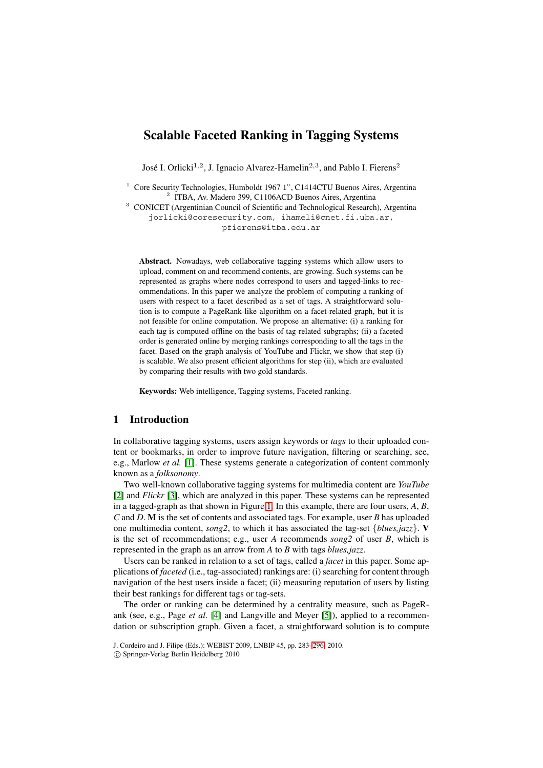# Scalable Faceted Ranking in Tagging Systems

José I. Orlicki[1,2], J. Ignacio Alvarez-Hamelin[2,3], and Pablo I. Fierens[2]

[1] Core Security Technologies, Humboldt 1967 1°, C1414CTU Buenos Aires, Argentina
[2] ITBA, Av. Madero 399, C1106ACD Buenos Aires, Argentina
[3] CONICET (Argentinian Council of Scientific and Technological Research), Argentina
jorlicki@coresecurity.com, ihameli@cnet.fi.uba.ar, pfierens@itba.edu.ar

**Abstract.** Nowadays, web collaborative tagging systems which allow users to upload, comment on and recommend contents, are growing. Such systems can be represented as graphs where nodes correspond to users and tagged-links to recommendations. In this paper we analyze the problem of computing a ranking of users with respect to a facet described as a set of tags. A straightforward solution is to compute a PageRank-like algorithm on a facet-related graph, but it is not feasible for online computation. We propose an alternative: (i) a ranking for each tag is computed offline on the basis of tag-related subgraphs; (ii) a faceted order is generated online by merging rankings corresponding to all the tags in the facet. Based on the graph analysis of YouTube and Flickr, we show that step (i) is scalable. We also present efficient algorithms for step (ii), which are evaluated by comparing their results with two gold standards.

**Keywords:** Web intelligence, Tagging systems, Faceted ranking.

## 1 Introduction

In collaborative tagging systems, users assign keywords or *tags* to their uploaded content or bookmarks, in order to improve future navigation, filtering or searching, see, e.g., Marlow *et al.* [1]. These systems generate a categorization of content commonly known as a *folksonomy*.

Two well-known collaborative tagging systems for multimedia content are *YouTube* [2] and *Flickr* [3], which are analyzed in this paper. These systems can be represented in a tagged-graph as that shown in Figure 1. In this example, there are four users, *A*, *B*, *C* and *D*. **M** is the set of contents and associated tags. For example, user *B* has uploaded one multimedia content, *song2*, to which it has associated the tag-set {*blues,jazz*}. **V** is the set of recommendations; e.g., user *A* recommends *song2* of user *B*, which is represented in the graph as an arrow from *A* to *B* with tags *blues,jazz*.

Users can be ranked in relation to a set of tags, called a *facet* in this paper. Some applications of *faceted* (i.e., tag-associated) rankings are: (i) searching for content through navigation of the best users inside a facet; (ii) measuring reputation of users by listing their best rankings for different tags or tag-sets.

The order or ranking can be determined by a centrality measure, such as PageRank (see, e.g., Page *et al.* [4] and Langville and Meyer [5]), applied to a recommendation or subscription graph. Given a facet, a straightforward solution is to compute

J. Cordeiro and J. Filipe (Eds.): WEBIST 2009, LNBIP 45, pp. 283–296, 2010.
© Springer-Verlag Berlin Heidelberg 2010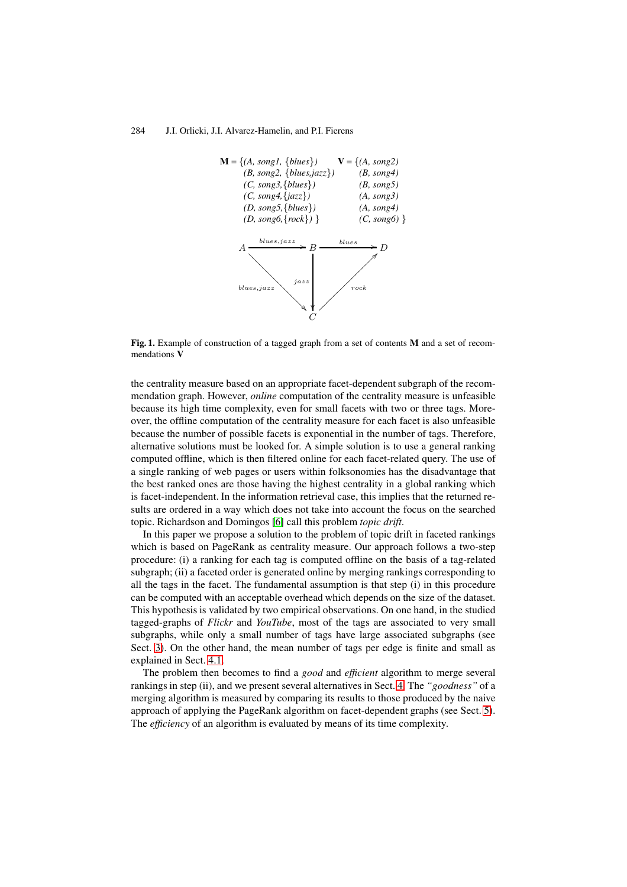**M** = {(*A, song1,* {*blues*})
(*B, song2,* {*blues,jazz*})
(*C, song3,*{*blues*})
(*C, song4,*{*jazz*})
(*D, song5,*{*blues*})
(*D, song6,*{*rock*}) }

**V** = {(*A, song2*)
(*B, song4*)
(*B, song5*)
(*A, song3*)
(*A, song4*)
(*C, song6*) }

**Fig. 1.** Example of construction of a tagged graph from a set of contents **M** and a set of recommendations **V**

the centrality measure based on an appropriate facet-dependent subgraph of the recommendation graph. However, *online* computation of the centrality measure is unfeasible because its high time complexity, even for small facets with two or three tags. Moreover, the offline computation of the centrality measure for each facet is also unfeasible because the number of possible facets is exponential in the number of tags. Therefore, alternative solutions must be looked for. A simple solution is to use a general ranking computed offline, which is then filtered online for each facet-related query. The use of a single ranking of web pages or users within folksonomies has the disadvantage that the best ranked ones are those having the highest centrality in a global ranking which is facet-independent. In the information retrieval case, this implies that the returned results are ordered in a way which does not take into account the focus on the searched topic. Richardson and Domingos [6] call this problem *topic drift*.

In this paper we propose a solution to the problem of topic drift in faceted rankings which is based on PageRank as centrality measure. Our approach follows a two-step procedure: (i) a ranking for each tag is computed offline on the basis of a tag-related subgraph; (ii) a faceted order is generated online by merging rankings corresponding to all the tags in the facet. The fundamental assumption is that step (i) in this procedure can be computed with an acceptable overhead which depends on the size of the dataset. This hypothesis is validated by two empirical observations. On one hand, in the studied tagged-graphs of *Flickr* and *YouTube*, most of the tags are associated to very small subgraphs, while only a small number of tags have large associated subgraphs (see Sect. 3). On the other hand, the mean number of tags per edge is finite and small as explained in Sect. 4.1.

The problem then becomes to find a *good* and *efficient* algorithm to merge several rankings in step (ii), and we present several alternatives in Sect. 4. The *"goodness"* of a merging algorithm is measured by comparing its results to those produced by the naive approach of applying the PageRank algorithm on facet-dependent graphs (see Sect. 5). The *efficiency* of an algorithm is evaluated by means of its time complexity.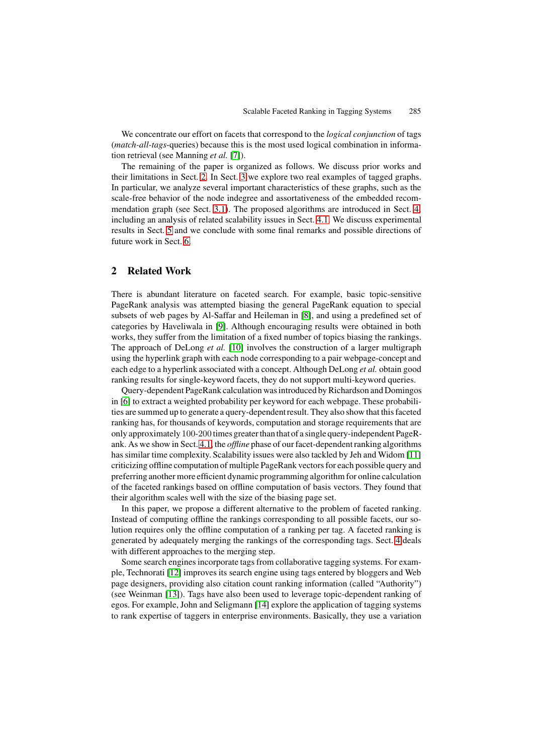We concentrate our effort on facets that correspond to the *logical conjunction* of tags (*match-all-tags*-queries) because this is the most used logical combination in information retrieval (see Manning *et al.* [7]).

The remaining of the paper is organized as follows. We discuss prior works and their limitations in Sect. 2. In Sect. 3 we explore two real examples of tagged graphs. In particular, we analyze several important characteristics of these graphs, such as the scale-free behavior of the node indegree and assortativeness of the embedded recommendation graph (see Sect. 3.1). The proposed algorithms are introduced in Sect. 4, including an analysis of related scalability issues in Sect. 4.1. We discuss experimental results in Sect. 5 and we conclude with some final remarks and possible directions of future work in Sect. 6.

## 2 Related Work

There is abundant literature on faceted search. For example, basic topic-sensitive PageRank analysis was attempted biasing the general PageRank equation to special subsets of web pages by Al-Saffar and Heileman in [8], and using a predefined set of categories by Haveliwala in [9]. Although encouraging results were obtained in both works, they suffer from the limitation of a fixed number of topics biasing the rankings. The approach of DeLong *et al.* [10] involves the construction of a larger multigraph using the hyperlink graph with each node corresponding to a pair webpage-concept and each edge to a hyperlink associated with a concept. Although DeLong *et al.* obtain good ranking results for single-keyword facets, they do not support multi-keyword queries.

Query-dependent PageRank calculation was introduced by Richardson and Domingos in [6] to extract a weighted probability per keyword for each webpage. These probabilities are summed up to generate a query-dependent result. They also show that this faceted ranking has, for thousands of keywords, computation and storage requirements that are only approximately $100$-$200$ times greater than that of a single query-independent PageRank. As we show in Sect. 4.1, the *offline* phase of our facet-dependent ranking algorithms has similar time complexity. Scalability issues were also tackled by Jeh and Widom [11] criticizing offline computation of multiple PageRank vectors for each possible query and preferring another more efficient dynamic programming algorithm for online calculation of the faceted rankings based on offline computation of basis vectors. They found that their algorithm scales well with the size of the biasing page set.

In this paper, we propose a different alternative to the problem of faceted ranking. Instead of computing offline the rankings corresponding to all possible facets, our solution requires only the offline computation of a ranking per tag. A faceted ranking is generated by adequately merging the rankings of the corresponding tags. Sect. 4 deals with different approaches to the merging step.

Some search engines incorporate tags from collaborative tagging systems. For example, Technorati [12] improves its search engine using tags entered by bloggers and Web page designers, providing also citation count ranking information (called "Authority") (see Weinman [13]). Tags have also been used to leverage topic-dependent ranking of egos. For example, John and Seligmann [14] explore the application of tagging systems to rank expertise of taggers in enterprise environments. Basically, they use a variation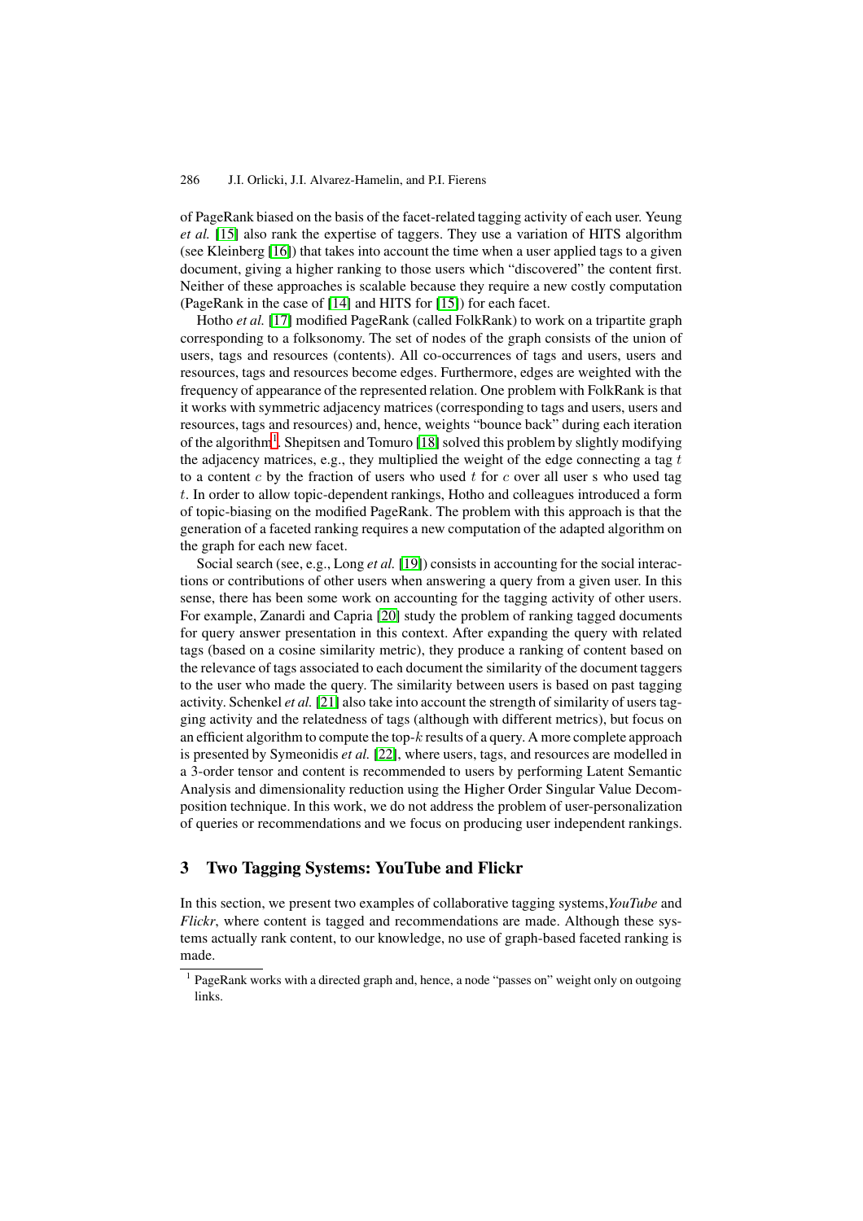of PageRank biased on the basis of the facet-related tagging activity of each user. Yeung *et al.* [15] also rank the expertise of taggers. They use a variation of HITS algorithm (see Kleinberg [16]) that takes into account the time when a user applied tags to a given document, giving a higher ranking to those users which "discovered" the content first. Neither of these approaches is scalable because they require a new costly computation (PageRank in the case of [14] and HITS for [15]) for each facet.

Hotho *et al.* [17] modified PageRank (called FolkRank) to work on a tripartite graph corresponding to a folksonomy. The set of nodes of the graph consists of the union of users, tags and resources (contents). All co-occurrences of tags and users, users and resources, tags and resources become edges. Furthermore, edges are weighted with the frequency of appearance of the represented relation. One problem with FolkRank is that it works with symmetric adjacency matrices (corresponding to tags and users, users and resources, tags and resources) and, hence, weights "bounce back" during each iteration of the algorithm[1]. Shepitsen and Tomuro [18] solved this problem by slightly modifying the adjacency matrices, e.g., they multiplied the weight of the edge connecting a tag $t$ to a content $c$ by the fraction of users who used $t$ for $c$ over all user s who used tag $t$. In order to allow topic-dependent rankings, Hotho and colleagues introduced a form of topic-biasing on the modified PageRank. The problem with this approach is that the generation of a faceted ranking requires a new computation of the adapted algorithm on the graph for each new facet.

Social search (see, e.g., Long *et al.* [19]) consists in accounting for the social interactions or contributions of other users when answering a query from a given user. In this sense, there has been some work on accounting for the tagging activity of other users. For example, Zanardi and Capria [20] study the problem of ranking tagged documents for query answer presentation in this context. After expanding the query with related tags (based on a cosine similarity metric), they produce a ranking of content based on the relevance of tags associated to each document the similarity of the document taggers to the user who made the query. The similarity between users is based on past tagging activity. Schenkel *et al.* [21] also take into account the strength of similarity of users tagging activity and the relatedness of tags (although with different metrics), but focus on an efficient algorithm to compute the top-$k$ results of a query. A more complete approach is presented by Symeonidis *et al.* [22], where users, tags, and resources are modelled in a 3-order tensor and content is recommended to users by performing Latent Semantic Analysis and dimensionality reduction using the Higher Order Singular Value Decomposition technique. In this work, we do not address the problem of user-personalization of queries or recommendations and we focus on producing user independent rankings.

## 3 Two Tagging Systems: YouTube and Flickr

In this section, we present two examples of collaborative tagging systems,*YouTube* and *Flickr*, where content is tagged and recommendations are made. Although these systems actually rank content, to our knowledge, no use of graph-based faceted ranking is made.

[1] PageRank works with a directed graph and, hence, a node "passes on" weight only on outgoing links.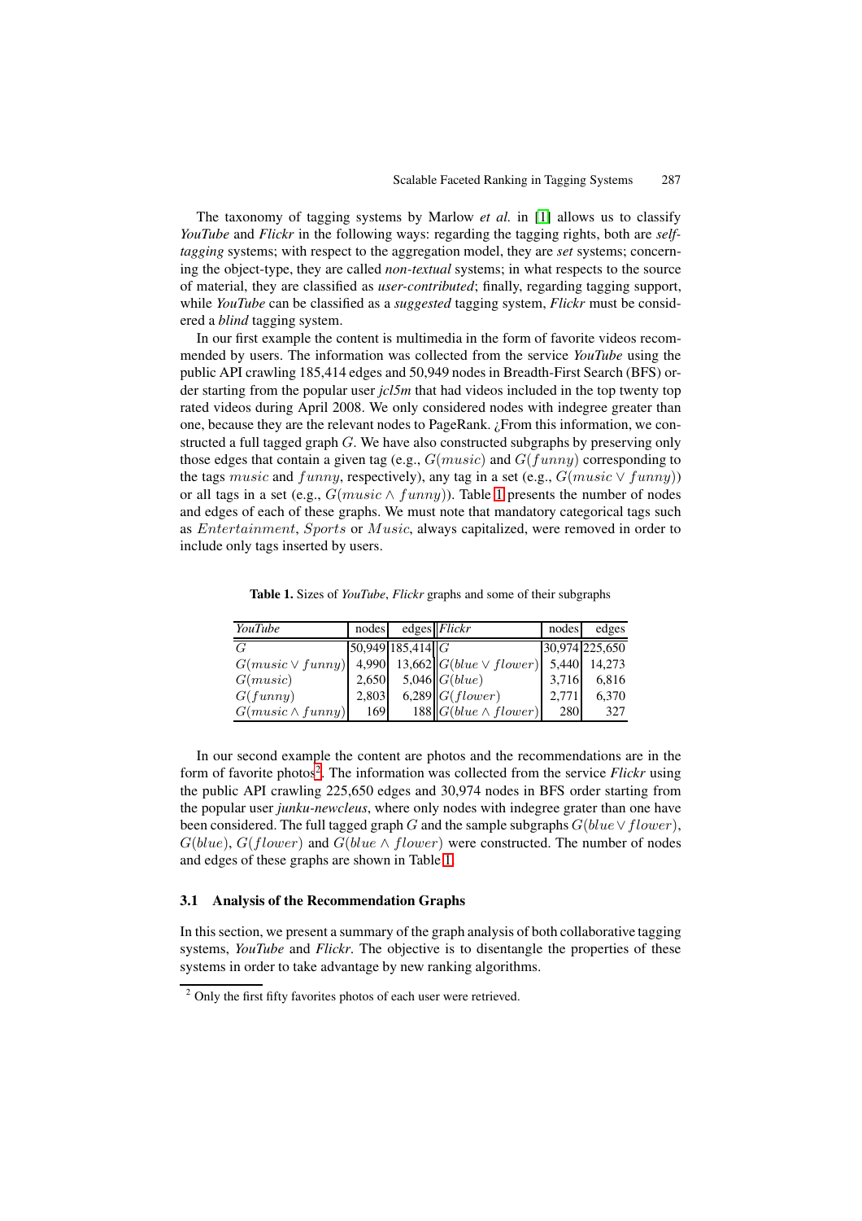The taxonomy of tagging systems by Marlow *et al.* in [1] allows us to classify *YouTube* and *Flickr* in the following ways: regarding the tagging rights, both are *self-tagging* systems; with respect to the aggregation model, they are *set* systems; concerning the object-type, they are called *non-textual* systems; in what respects to the source of material, they are classified as *user-contributed*; finally, regarding tagging support, while *YouTube* can be classified as a *suggested* tagging system, *Flickr* must be considered a *blind* tagging system.

In our first example the content is multimedia in the form of favorite videos recommended by users. The information was collected from the service *YouTube* using the public API crawling 185,414 edges and 50,949 nodes in Breadth-First Search (BFS) order starting from the popular user *jcl5m* that had videos included in the top twenty top rated videos during April 2008. We only considered nodes with indegree greater than one, because they are the relevant nodes to PageRank. ¿From this information, we constructed a full tagged graph $G$. We have also constructed subgraphs by preserving only those edges that contain a given tag (e.g., $G(music)$ and $G(funny)$ corresponding to the tags $music$ and $funny$, respectively), any tag in a set (e.g., $G(music \vee funny)$) or all tags in a set (e.g., $G(music \wedge funny)$). Table 1 presents the number of nodes and edges of each of these graphs. We must note that mandatory categorical tags such as $Entertainment$, $Sports$ or $Music$, always capitalized, were removed in order to include only tags inserted by users.

**Table 1.** Sizes of *YouTube*, *Flickr* graphs and some of their subgraphs

| *YouTube* | nodes | edges | *Flickr* | nodes | edges |
|---|---|---|---|---|---|
| $G$ | 50,949 | 185,414 | $G$ | 30,974 | 225,650 |
| $G(music \vee funny)$ | 4,990 | 13,662 | $G(blue \vee flower)$ | 5,440 | 14,273 |
| $G(music)$ | 2,650 | 5,046 | $G(blue)$ | 3,716 | 6,816 |
| $G(funny)$ | 2,803 | 6,289 | $G(flower)$ | 2,771 | 6,370 |
| $G(music \wedge funny)$ | 169 | 188 | $G(blue \wedge flower)$ | 280 | 327 |

In our second example the content are photos and the recommendations are in the form of favorite photos[2]. The information was collected from the service *Flickr* using the public API crawling 225,650 edges and 30,974 nodes in BFS order starting from the popular user *junku-newcleus*, where only nodes with indegree grater than one have been considered. The full tagged graph $G$ and the sample subgraphs $G(blue \vee flower)$, $G(blue)$, $G(flower)$ and $G(blue \wedge flower)$ were constructed. The number of nodes and edges of these graphs are shown in Table 1.

### 3.1 Analysis of the Recommendation Graphs

In this section, we present a summary of the graph analysis of both collaborative tagging systems, *YouTube* and *Flickr*. The objective is to disentangle the properties of these systems in order to take advantage by new ranking algorithms.

[2] Only the first fifty favorites photos of each user were retrieved.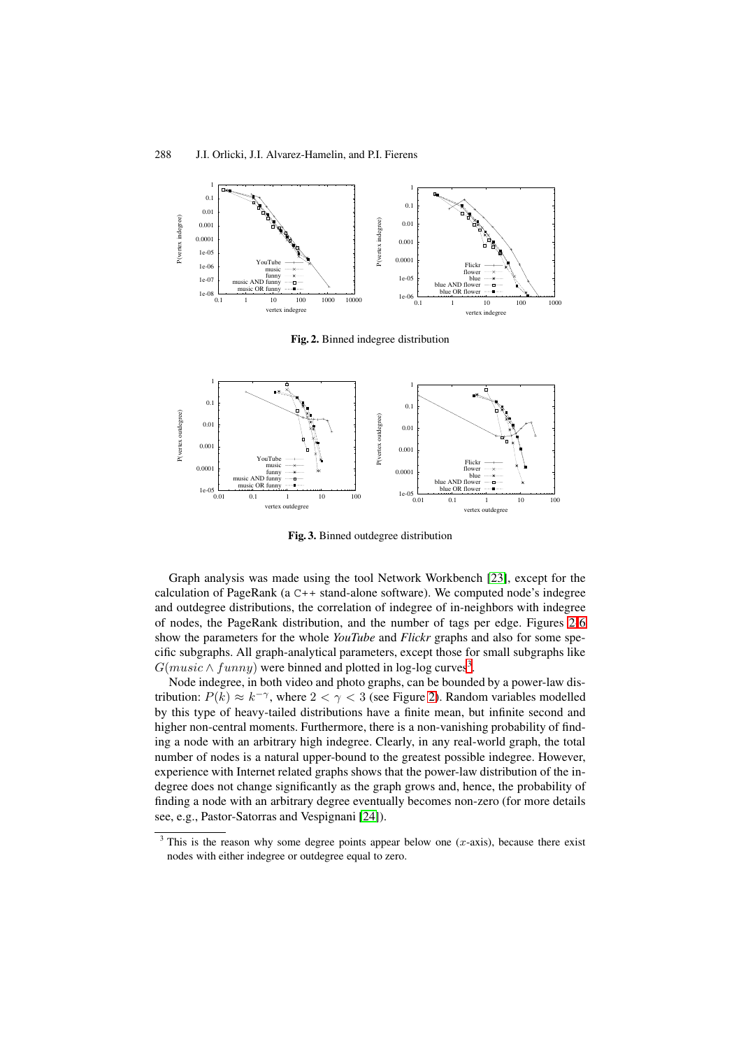Fig. 2. Binned indegree distribution

Fig. 3. Binned outdegree distribution

Graph analysis was made using the tool Network Workbench [23], except for the calculation of PageRank (a C++ stand-alone software). We computed node's indegree and outdegree distributions, the correlation of indegree of in-neighbors with indegree of nodes, the PageRank distribution, and the number of tags per edge. Figures 2-6 show the parameters for the whole *YouTube* and *Flickr* graphs and also for some specific subgraphs. All graph-analytical parameters, except those for small subgraphs like $G(music \wedge funny)$ were binned and plotted in log-log curves[3].

Node indegree, in both video and photo graphs, can be bounded by a power-law distribution: $P(k) \approx k^{-\gamma}$, where $2 < \gamma < 3$ (see Figure 2). Random variables modelled by this type of heavy-tailed distributions have a finite mean, but infinite second and higher non-central moments. Furthermore, there is a non-vanishing probability of finding a node with an arbitrary high indegree. Clearly, in any real-world graph, the total number of nodes is a natural upper-bound to the greatest possible indegree. However, experience with Internet related graphs shows that the power-law distribution of the indegree does not change significantly as the graph grows and, hence, the probability of finding a node with an arbitrary degree eventually becomes non-zero (for more details see, e.g., Pastor-Satorras and Vespignani [24]).

[3] This is the reason why some degree points appear below one ($x$-axis), because there exist nodes with either indegree or outdegree equal to zero.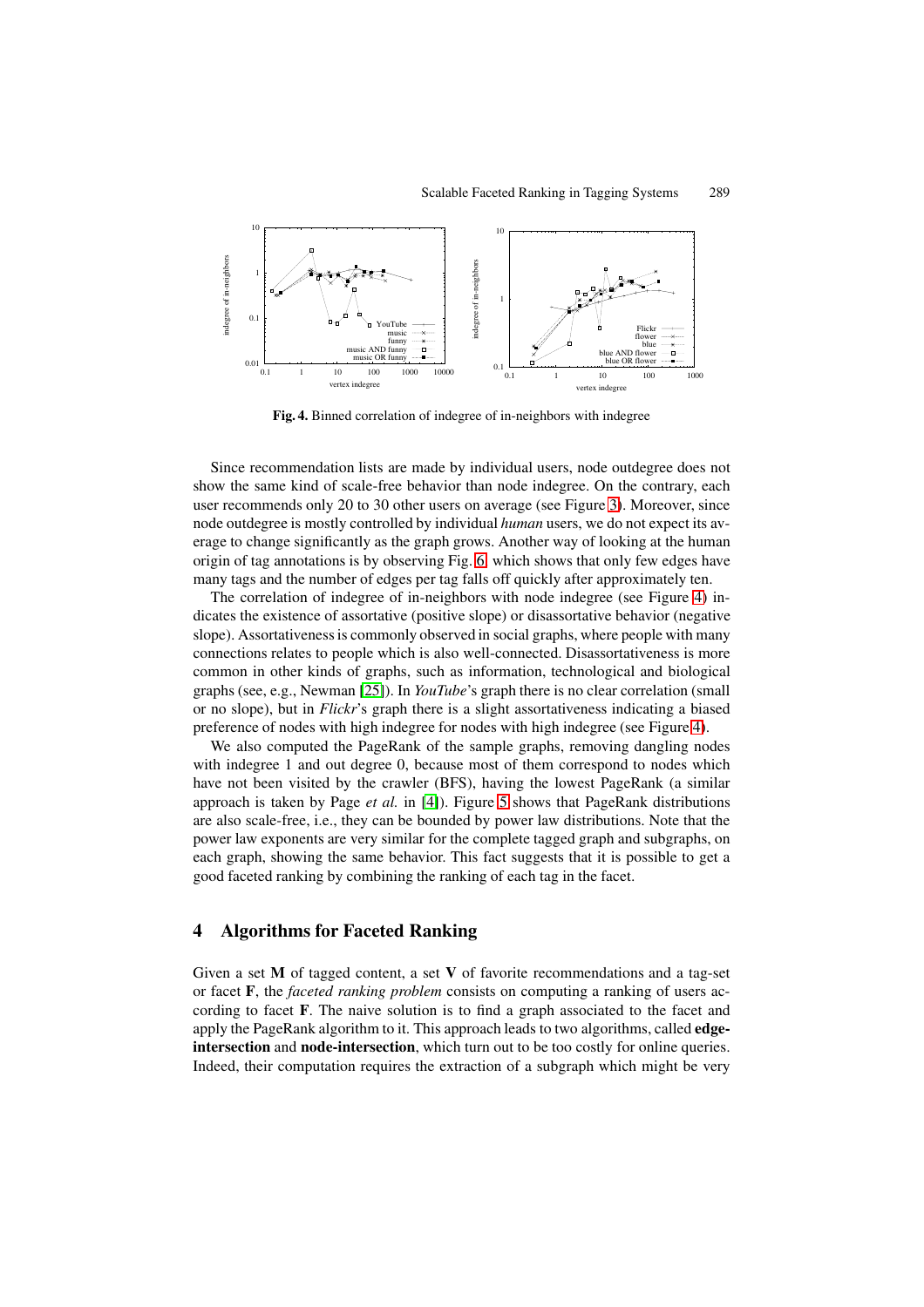Fig. 4. Binned correlation of indegree of in-neighbors with indegree

Since recommendation lists are made by individual users, node outdegree does not show the same kind of scale-free behavior than node indegree. On the contrary, each user recommends only 20 to 30 other users on average (see Figure 3). Moreover, since node outdegree is mostly controlled by individual *human* users, we do not expect its average to change significantly as the graph grows. Another way of looking at the human origin of tag annotations is by observing Fig. 6, which shows that only few edges have many tags and the number of edges per tag falls off quickly after approximately ten.

The correlation of indegree of in-neighbors with node indegree (see Figure 4) indicates the existence of assortative (positive slope) or disassortative behavior (negative slope). Assortativeness is commonly observed in social graphs, where people with many connections relates to people which is also well-connected. Disassortativeness is more common in other kinds of graphs, such as information, technological and biological graphs (see, e.g., Newman [25]). In *YouTube*'s graph there is no clear correlation (small or no slope), but in *Flickr*'s graph there is a slight assortativeness indicating a biased preference of nodes with high indegree for nodes with high indegree (see Figure 4).

We also computed the PageRank of the sample graphs, removing dangling nodes with indegree 1 and out degree 0, because most of them correspond to nodes which have not been visited by the crawler (BFS), having the lowest PageRank (a similar approach is taken by Page *et al.* in [4]). Figure 5 shows that PageRank distributions are also scale-free, i.e., they can be bounded by power law distributions. Note that the power law exponents are very similar for the complete tagged graph and subgraphs, on each graph, showing the same behavior. This fact suggests that it is possible to get a good faceted ranking by combining the ranking of each tag in the facet.

## 4 Algorithms for Faceted Ranking

Given a set **M** of tagged content, a set **V** of favorite recommendations and a tag-set or facet **F**, the *faceted ranking problem* consists on computing a ranking of users according to facet **F**. The naive solution is to find a graph associated to the facet and apply the PageRank algorithm to it. This approach leads to two algorithms, called **edge-intersection** and **node-intersection**, which turn out to be too costly for online queries. Indeed, their computation requires the extraction of a subgraph which might be very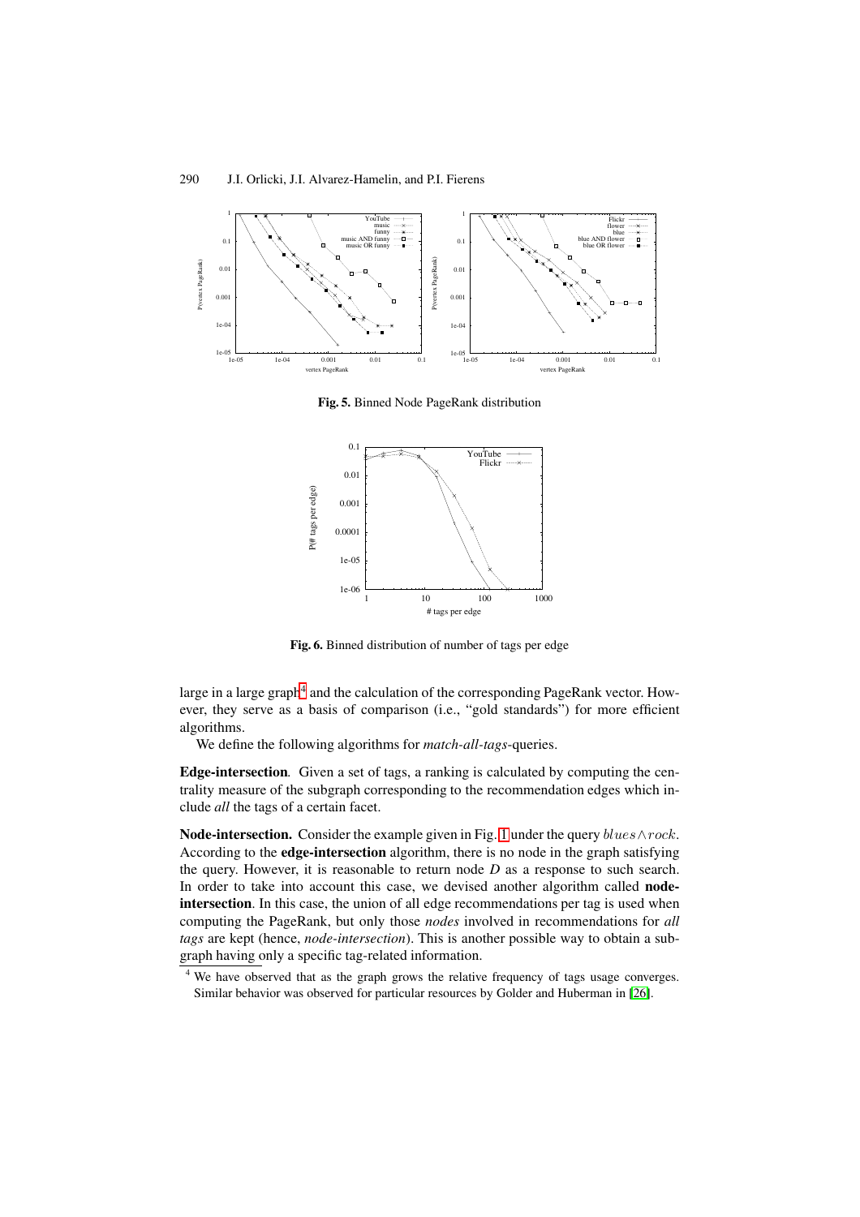**Fig. 5.** Binned Node PageRank distribution

**Fig. 6.** Binned distribution of number of tags per edge

large in a large graph[4] and the calculation of the corresponding PageRank vector. However, they serve as a basis of comparison (i.e., "gold standards") for more efficient algorithms.

We define the following algorithms for *match-all-tags*-queries.

**Edge-intersection***.* Given a set of tags, a ranking is calculated by computing the centrality measure of the subgraph corresponding to the recommendation edges which include *all* the tags of a certain facet.

**Node-intersection.** Consider the example given in Fig. 1 under the query $blues \wedge rock$. According to the **edge-intersection** algorithm, there is no node in the graph satisfying the query. However, it is reasonable to return node *D* as a response to such search. In order to take into account this case, we devised another algorithm called **node-intersection**. In this case, the union of all edge recommendations per tag is used when computing the PageRank, but only those *nodes* involved in recommendations for *all tags* are kept (hence, *node-intersection*). This is another possible way to obtain a subgraph having only a specific tag-related information.

[4] We have observed that as the graph grows the relative frequency of tags usage converges. Similar behavior was observed for particular resources by Golder and Huberman in [26].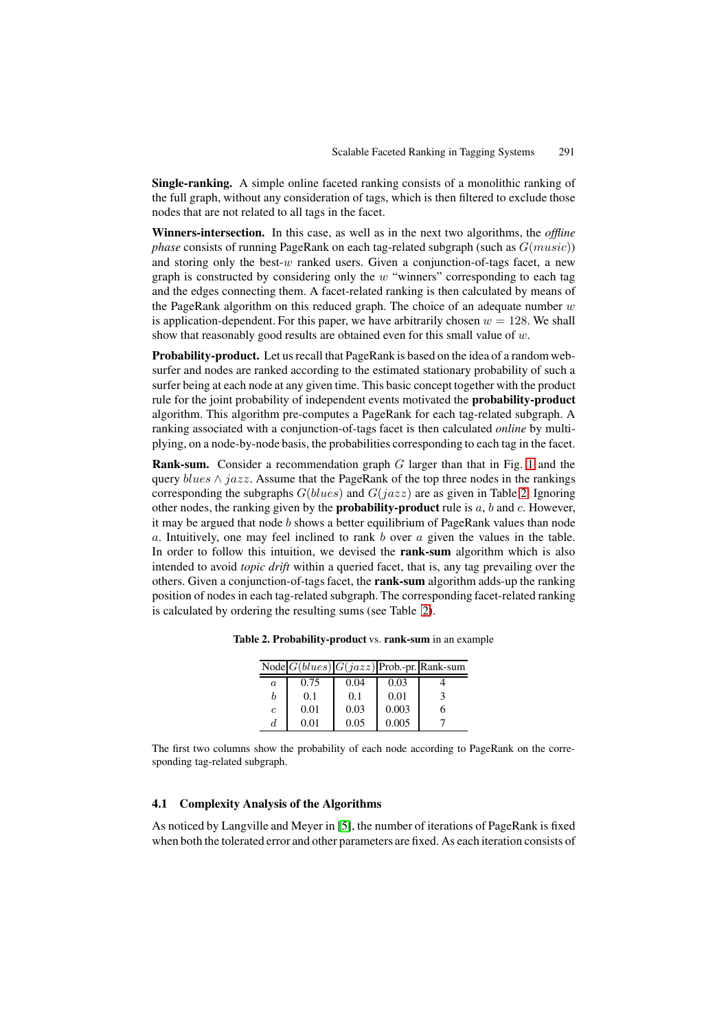**Single-ranking.** A simple online faceted ranking consists of a monolithic ranking of the full graph, without any consideration of tags, which is then filtered to exclude those nodes that are not related to all tags in the facet.

**Winners-intersection.** In this case, as well as in the next two algorithms, the *offline phase* consists of running PageRank on each tag-related subgraph (such as $G(music)$) and storing only the best-$w$ ranked users. Given a conjunction-of-tags facet, a new graph is constructed by considering only the $w$ "winners" corresponding to each tag and the edges connecting them. A facet-related ranking is then calculated by means of the PageRank algorithm on this reduced graph. The choice of an adequate number $w$ is application-dependent. For this paper, we have arbitrarily chosen $w = 128$. We shall show that reasonably good results are obtained even for this small value of $w$.

**Probability-product.** Let us recall that PageRank is based on the idea of a random web-surfer and nodes are ranked according to the estimated stationary probability of such a surfer being at each node at any given time. This basic concept together with the product rule for the joint probability of independent events motivated the **probability-product** algorithm. This algorithm pre-computes a PageRank for each tag-related subgraph. A ranking associated with a conjunction-of-tags facet is then calculated *online* by multiplying, on a node-by-node basis, the probabilities corresponding to each tag in the facet.

**Rank-sum.** Consider a recommendation graph $G$ larger than that in Fig. 1 and the query $blues \wedge jazz$. Assume that the PageRank of the top three nodes in the rankings corresponding the subgraphs $G(blues)$ and $G(jazz)$ are as given in Table 2. Ignoring other nodes, the ranking given by the **probability-product** rule is $a$, $b$ and $c$. However, it may be argued that node $b$ shows a better equilibrium of PageRank values than node $a$. Intuitively, one may feel inclined to rank $b$ over $a$ given the values in the table. In order to follow this intuition, we devised the **rank-sum** algorithm which is also intended to avoid *topic drift* within a queried facet, that is, any tag prevailing over the others. Given a conjunction-of-tags facet, the **rank-sum** algorithm adds-up the ranking position of nodes in each tag-related subgraph. The corresponding facet-related ranking is calculated by ordering the resulting sums (see Table 2).

**Table 2. Probability-product** vs. **rank-sum** in an example

| Node | $G(blues)$ | $G(jazz)$ | Prob.-pr. | Rank-sum |
|---|---|---|---|---|
| $a$ | 0.75 | 0.04 | 0.03 | 4 |
| $b$ | 0.1 | 0.1 | 0.01 | 3 |
| $c$ | 0.01 | 0.03 | 0.003 | 6 |
| $d$ | 0.01 | 0.05 | 0.005 | 7 |

The first two columns show the probability of each node according to PageRank on the corresponding tag-related subgraph.

### 4.1 Complexity Analysis of the Algorithms

As noticed by Langville and Meyer in [5], the number of iterations of PageRank is fixed when both the tolerated error and other parameters are fixed. As each iteration consists of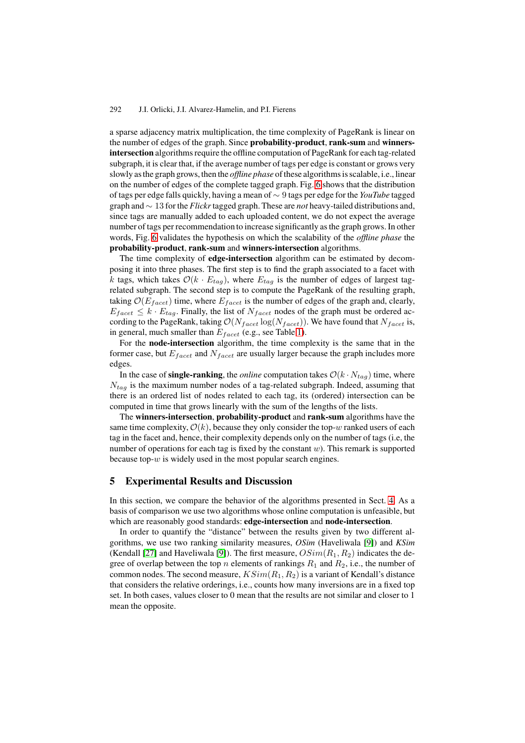a sparse adjacency matrix multiplication, the time complexity of PageRank is linear on the number of edges of the graph. Since **probability-product**, **rank-sum** and **winners-intersection** algorithms require the offline computation of PageRank for each tag-related subgraph, it is clear that, if the average number of tags per edge is constant or grows very slowly as the graph grows, then the *offline phase* of these algorithms is scalable, i.e., linear on the number of edges of the complete tagged graph. Fig. 6 shows that the distribution of tags per edge falls quickly, having a mean of $\sim 9$ tags per edge for the *YouTube* tagged graph and $\sim 13$ for the *Flickr* tagged graph. These are *not* heavy-tailed distributions and, since tags are manually added to each uploaded content, we do not expect the average number of tags per recommendation to increase significantly as the graph grows. In other words, Fig. 6 validates the hypothesis on which the scalability of the *offline phase* the **probability-product**, **rank-sum** and **winners-intersection** algorithms.

The time complexity of **edge-intersection** algorithm can be estimated by decomposing it into three phases. The first step is to find the graph associated to a facet with $k$ tags, which takes $\mathcal{O}(k \cdot E_{tag})$, where $E_{tag}$ is the number of edges of largest tag-related subgraph. The second step is to compute the PageRank of the resulting graph, taking $\mathcal{O}(E_{facet})$ time, where $E_{facet}$ is the number of edges of the graph and, clearly, $E_{facet} \leq k \cdot E_{tag}$. Finally, the list of $N_{facet}$ nodes of the graph must be ordered according to the PageRank, taking $\mathcal{O}(N_{facet} \log(N_{facet}))$. We have found that $N_{facet}$ is, in general, much smaller than $E_{facet}$ (e.g., see Table 1).

For the **node-intersection** algorithm, the time complexity is the same that in the former case, but $E_{facet}$ and $N_{facet}$ are usually larger because the graph includes more edges.

In the case of **single-ranking**, the *online* computation takes $\mathcal{O}(k \cdot N_{tag})$ time, where $N_{tag}$ is the maximum number nodes of a tag-related subgraph. Indeed, assuming that there is an ordered list of nodes related to each tag, its (ordered) intersection can be computed in time that grows linearly with the sum of the lengths of the lists.

The **winners-intersection**, **probability-product** and **rank-sum** algorithms have the same time complexity, $\mathcal{O}(k)$, because they only consider the top-$w$ ranked users of each tag in the facet and, hence, their complexity depends only on the number of tags (i.e, the number of operations for each tag is fixed by the constant $w$). This remark is supported because top-$w$ is widely used in the most popular search engines.

## 5 Experimental Results and Discussion

In this section, we compare the behavior of the algorithms presented in Sect. 4. As a basis of comparison we use two algorithms whose online computation is unfeasible, but which are reasonably good standards: **edge-intersection** and **node-intersection**.

In order to quantify the "distance" between the results given by two different algorithms, we use two ranking similarity measures, *OSim* (Haveliwala [9]) and *KSim* (Kendall [27] and Haveliwala [9]). The first measure, $OSim(R_1, R_2)$ indicates the degree of overlap between the top $n$ elements of rankings $R_1$ and $R_2$, i.e., the number of common nodes. The second measure, $KSim(R_1, R_2)$ is a variant of Kendall's distance that considers the relative orderings, i.e., counts how many inversions are in a fixed top set. In both cases, values closer to 0 mean that the results are not similar and closer to 1 mean the opposite.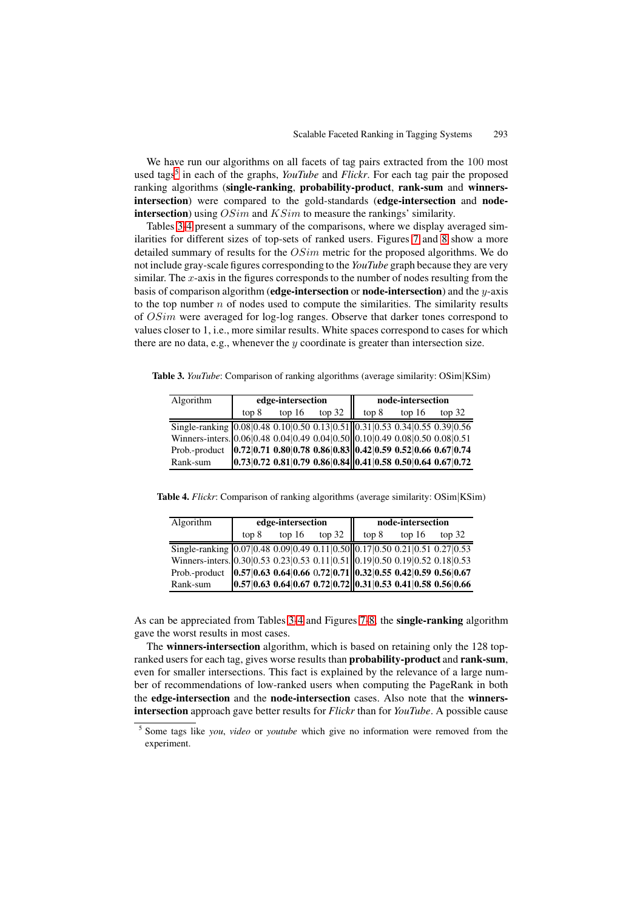We have run our algorithms on all facets of tag pairs extracted from the 100 most used tags[5] in each of the graphs, *YouTube* and *Flickr*. For each tag pair the proposed ranking algorithms (**single-ranking**, **probability-product**, **rank-sum** and **winners-intersection**) were compared to the gold-standards (**edge-intersection** and **node-intersection**) using $OSim$ and $KSim$ to measure the rankings' similarity.

Tables 3-4 present a summary of the comparisons, where we display averaged similarities for different sizes of top-sets of ranked users. Figures 7 and 8 show a more detailed summary of results for the $OSim$ metric for the proposed algorithms. We do not include gray-scale figures corresponding to the *YouTube* graph because they are very similar. The $x$-axis in the figures corresponds to the number of nodes resulting from the basis of comparison algorithm (**edge-intersection** or **node-intersection**) and the $y$-axis to the top number $n$ of nodes used to compute the similarities. The similarity results of $OSim$ were averaged for log-log ranges. Observe that darker tones correspond to values closer to 1, i.e., more similar results. White spaces correspond to cases for which there are no data, e.g., whenever the $y$ coordinate is greater than intersection size.

**Table 3.** *YouTube*: Comparison of ranking algorithms (average similarity: OSim|KSim)

| Algorithm | edge-intersection | | | node-intersection | | |
|---|---|---|---|---|---|---|
| | top 8 | top 16 | top 32 | top 8 | top 16 | top 32 |
| Single-ranking | 0.08\|0.48 | 0.10\|0.50 | 0.13\|0.51 | 0.31\|0.53 | 0.34\|0.55 | 0.39\|0.56 |
| Winners-inters. | 0.06\|0.48 | 0.04\|0.49 | 0.04\|0.50 | 0.10\|0.49 | 0.08\|0.50 | 0.08\|0.51 |
| Prob.-product | **0.72\|0.71** | **0.80\|0.78** | **0.86\|0.83** | **0.42\|0.59** | **0.52\|0.66** | **0.67\|0.74** |
| Rank-sum | **0.73\|0.72** | **0.81\|0.79** | **0.86\|0.84** | **0.41\|0.58** | **0.50\|0.64** | **0.67\|0.72** |

**Table 4.** *Flickr*: Comparison of ranking algorithms (average similarity: OSim|KSim)

| Algorithm | edge-intersection | | | node-intersection | | |
|---|---|---|---|---|---|---|
| | top 8 | top 16 | top 32 | top 8 | top 16 | top 32 |
| Single-ranking | 0.07\|0.48 | 0.09\|0.49 | 0.11\|0.50 | 0.17\|0.50 | 0.21\|0.51 | 0.27\|0.53 |
| Winners-inters. | 0.30\|0.53 | 0.23\|0.53 | 0.11\|0.51 | 0.19\|0.50 | 0.19\|0.52 | 0.18\|0.53 |
| Prob.-product | **0.57\|0.63** | **0.64\|0.66** | 0.**72\|0.71** | **0.32\|0.55** | **0.42\|0.59** | **0.56\|0.67** |
| Rank-sum | **0.57\|0.63** | **0.64\|0.67** | **0.72\|0.72** | **0.31\|0.53** | **0.41\|0.58** | **0.56\|0.66** |

As can be appreciated from Tables 3-4 and Figures 7-8, the **single-ranking** algorithm gave the worst results in most cases.

The **winners-intersection** algorithm, which is based on retaining only the 128 top-ranked users for each tag, gives worse results than **probability-product** and **rank-sum**, even for smaller intersections. This fact is explained by the relevance of a large number of recommendations of low-ranked users when computing the PageRank in both the **edge-intersection** and the **node-intersection** cases. Also note that the **winners-intersection** approach gave better results for *Flickr* than for *YouTube*. A possible cause

[5] Some tags like *you*, *video* or *youtube* which give no information were removed from the experiment.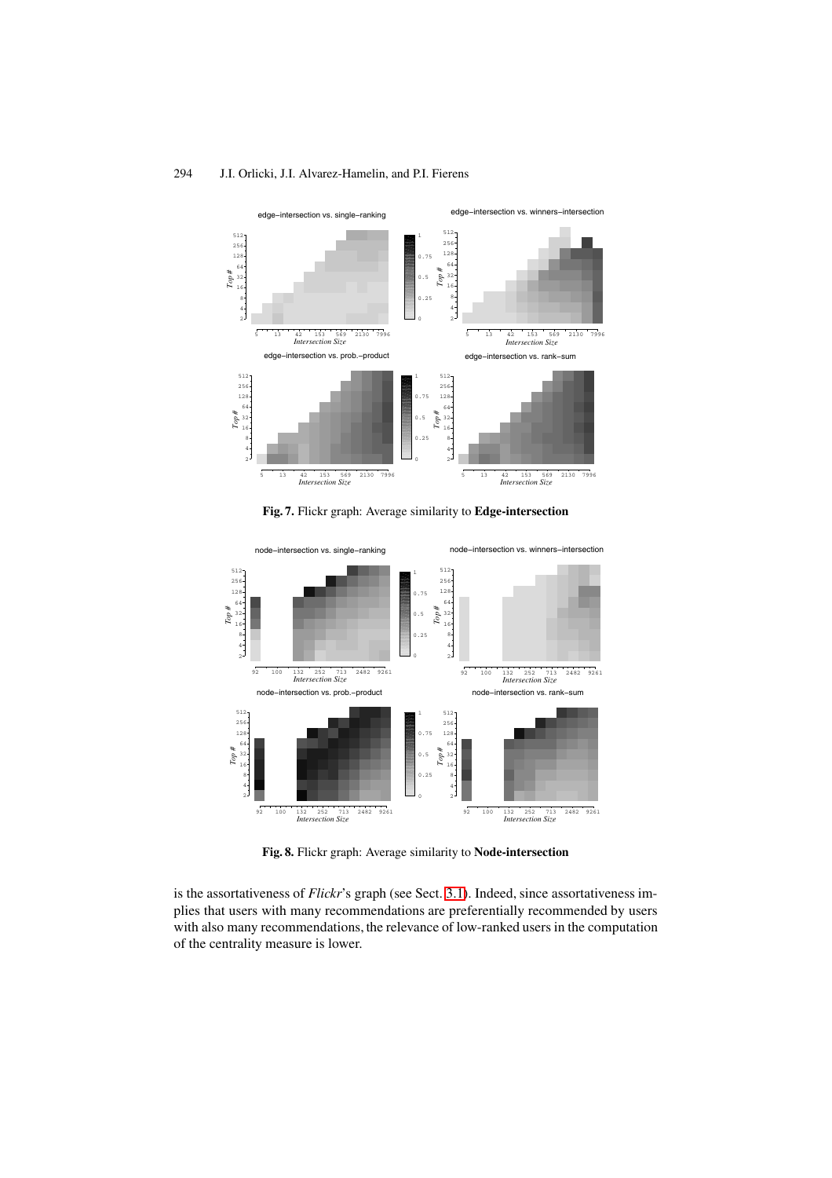**Fig. 7.** Flickr graph: Average similarity to **Edge-intersection**

**Fig. 8.** Flickr graph: Average similarity to **Node-intersection**

is the assortativeness of *Flickr*'s graph (see Sect. 3.1). Indeed, since assortativeness implies that users with many recommendations are preferentially recommended by users with also many recommendations, the relevance of low-ranked users in the computation of the centrality measure is lower.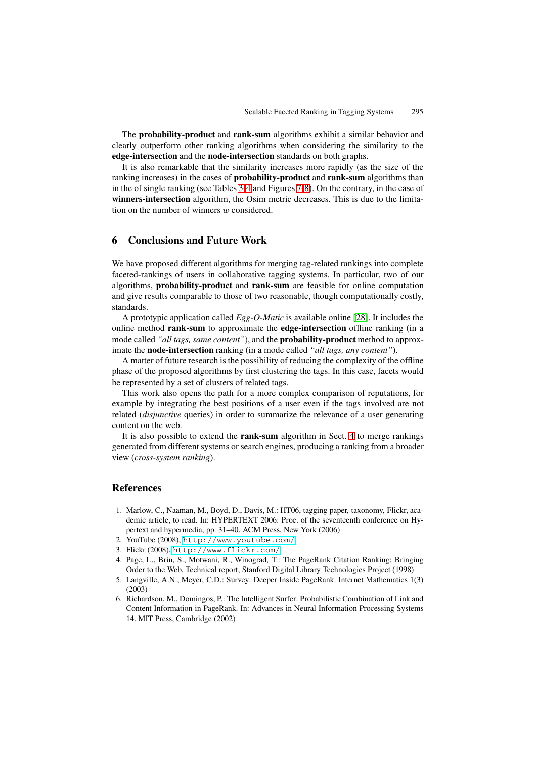The **probability-product** and **rank-sum** algorithms exhibit a similar behavior and clearly outperform other ranking algorithms when considering the similarity to the **edge-intersection** and the **node-intersection** standards on both graphs.

It is also remarkable that the similarity increases more rapidly (as the size of the ranking increases) in the cases of **probability-product** and **rank-sum** algorithms than in the of single ranking (see Tables 3-4 and Figures 7-8). On the contrary, in the case of **winners-intersection** algorithm, the Osim metric decreases. This is due to the limitation on the number of winners $w$ considered.

## 6 Conclusions and Future Work

We have proposed different algorithms for merging tag-related rankings into complete faceted-rankings of users in collaborative tagging systems. In particular, two of our algorithms, **probability-product** and **rank-sum** are feasible for online computation and give results comparable to those of two reasonable, though computationally costly, standards.

A prototypic application called *Egg-O-Matic* is available online [28]. It includes the online method **rank-sum** to approximate the **edge-intersection** offline ranking (in a mode called *"all tags, same content"*), and the **probability-product** method to approximate the **node-intersection** ranking (in a mode called *"all tags, any content"*).

A matter of future research is the possibility of reducing the complexity of the offline phase of the proposed algorithms by first clustering the tags. In this case, facets would be represented by a set of clusters of related tags.

This work also opens the path for a more complex comparison of reputations, for example by integrating the best positions of a user even if the tags involved are not related (*disjunctive* queries) in order to summarize the relevance of a user generating content on the web.

It is also possible to extend the **rank-sum** algorithm in Sect. 4 to merge rankings generated from different systems or search engines, producing a ranking from a broader view (*cross-system ranking*).

## References

1. Marlow, C., Naaman, M., Boyd, D., Davis, M.: HT06, tagging paper, taxonomy, Flickr, academic article, to read. In: HYPERTEXT 2006: Proc. of the seventeenth conference on Hypertext and hypermedia, pp. 31–40. ACM Press, New York (2006)
2. YouTube (2008), http://www.youtube.com/
3. Flickr (2008), http://www.flickr.com/
4. Page, L., Brin, S., Motwani, R., Winograd, T.: The PageRank Citation Ranking: Bringing Order to the Web. Technical report, Stanford Digital Library Technologies Project (1998)
5. Langville, A.N., Meyer, C.D.: Survey: Deeper Inside PageRank. Internet Mathematics 1(3) (2003)
6. Richardson, M., Domingos, P.: The Intelligent Surfer: Probabilistic Combination of Link and Content Information in PageRank. In: Advances in Neural Information Processing Systems 14. MIT Press, Cambridge (2002)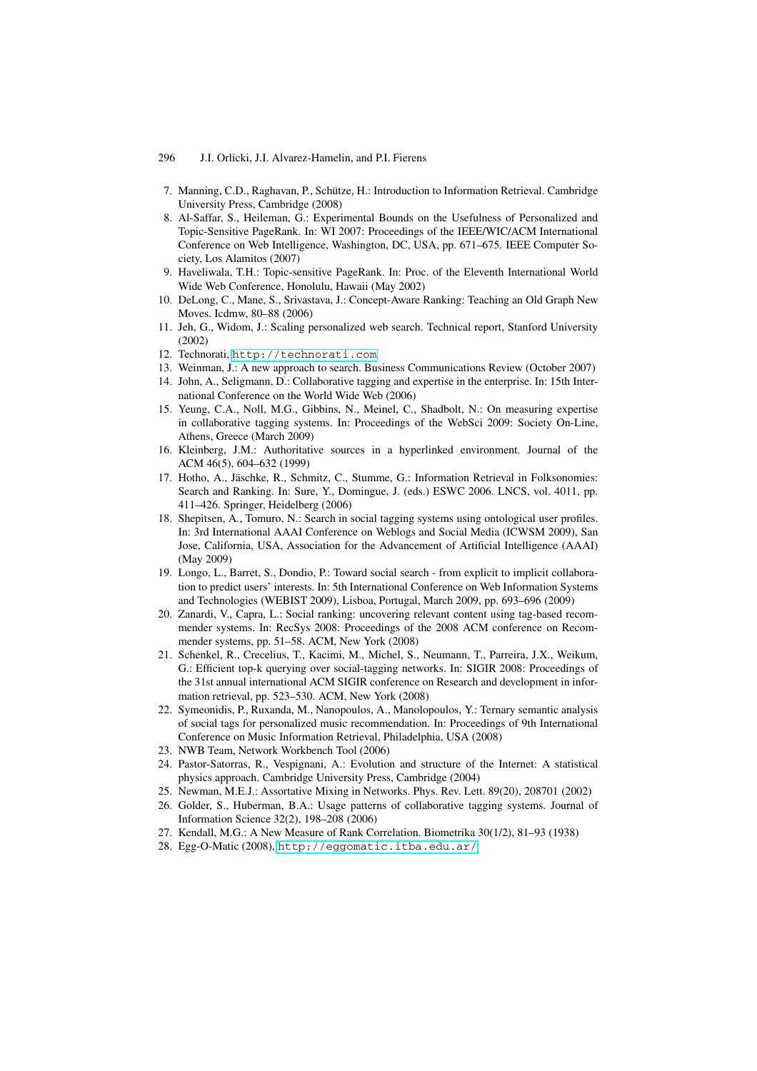7. Manning, C.D., Raghavan, P., Schütze, H.: Introduction to Information Retrieval. Cambridge University Press, Cambridge (2008)
8. Al-Saffar, S., Heileman, G.: Experimental Bounds on the Usefulness of Personalized and Topic-Sensitive PageRank. In: WI 2007: Proceedings of the IEEE/WIC/ACM International Conference on Web Intelligence, Washington, DC, USA, pp. 671–675. IEEE Computer Society, Los Alamitos (2007)
9. Haveliwala, T.H.: Topic-sensitive PageRank. In: Proc. of the Eleventh International World Wide Web Conference, Honolulu, Hawaii (May 2002)
10. DeLong, C., Mane, S., Srivastava, J.: Concept-Aware Ranking: Teaching an Old Graph New Moves. Icdmw, 80–88 (2006)
11. Jeh, G., Widom, J.: Scaling personalized web search. Technical report, Stanford University (2002)
12. Technorati, http://technorati.com
13. Weinman, J.: A new approach to search. Business Communications Review (October 2007)
14. John, A., Seligmann, D.: Collaborative tagging and expertise in the enterprise. In: 15th International Conference on the World Wide Web (2006)
15. Yeung, C.A., Noll, M.G., Gibbins, N., Meinel, C., Shadbolt, N.: On measuring expertise in collaborative tagging systems. In: Proceedings of the WebSci 2009: Society On-Line, Athens, Greece (March 2009)
16. Kleinberg, J.M.: Authoritative sources in a hyperlinked environment. Journal of the ACM 46(5), 604–632 (1999)
17. Hotho, A., Jäschke, R., Schmitz, C., Stumme, G.: Information Retrieval in Folksonomies: Search and Ranking. In: Sure, Y., Domingue, J. (eds.) ESWC 2006. LNCS, vol. 4011, pp. 411–426. Springer, Heidelberg (2006)
18. Shepitsen, A., Tomuro, N.: Search in social tagging systems using ontological user profiles. In: 3rd International AAAI Conference on Weblogs and Social Media (ICWSM 2009), San Jose, California, USA, Association for the Advancement of Artificial Intelligence (AAAI) (May 2009)
19. Longo, L., Barret, S., Dondio, P.: Toward social search - from explicit to implicit collaboration to predict users' interests. In: 5th International Conference on Web Information Systems and Technologies (WEBIST 2009), Lisboa, Portugal, March 2009, pp. 693–696 (2009)
20. Zanardi, V., Capra, L.: Social ranking: uncovering relevant content using tag-based recommender systems. In: RecSys 2008: Proceedings of the 2008 ACM conference on Recommender systems, pp. 51–58. ACM, New York (2008)
21. Schenkel, R., Crecelius, T., Kacimi, M., Michel, S., Neumann, T., Parreira, J.X., Weikum, G.: Efficient top-k querying over social-tagging networks. In: SIGIR 2008: Proceedings of the 31st annual international ACM SIGIR conference on Research and development in information retrieval, pp. 523–530. ACM, New York (2008)
22. Symeonidis, P., Ruxanda, M., Nanopoulos, A., Manolopoulos, Y.: Ternary semantic analysis of social tags for personalized music recommendation. In: Proceedings of 9th International Conference on Music Information Retrieval, Philadelphia, USA (2008)
23. NWB Team, Network Workbench Tool (2006)
24. Pastor-Satorras, R., Vespignani, A.: Evolution and structure of the Internet: A statistical physics approach. Cambridge University Press, Cambridge (2004)
25. Newman, M.E.J.: Assortative Mixing in Networks. Phys. Rev. Lett. 89(20), 208701 (2002)
26. Golder, S., Huberman, B.A.: Usage patterns of collaborative tagging systems. Journal of Information Science 32(2), 198–208 (2006)
27. Kendall, M.G.: A New Measure of Rank Correlation. Biometrika 30(1/2), 81–93 (1938)
28. Egg-O-Matic (2008), http://eggomatic.itba.edu.ar/